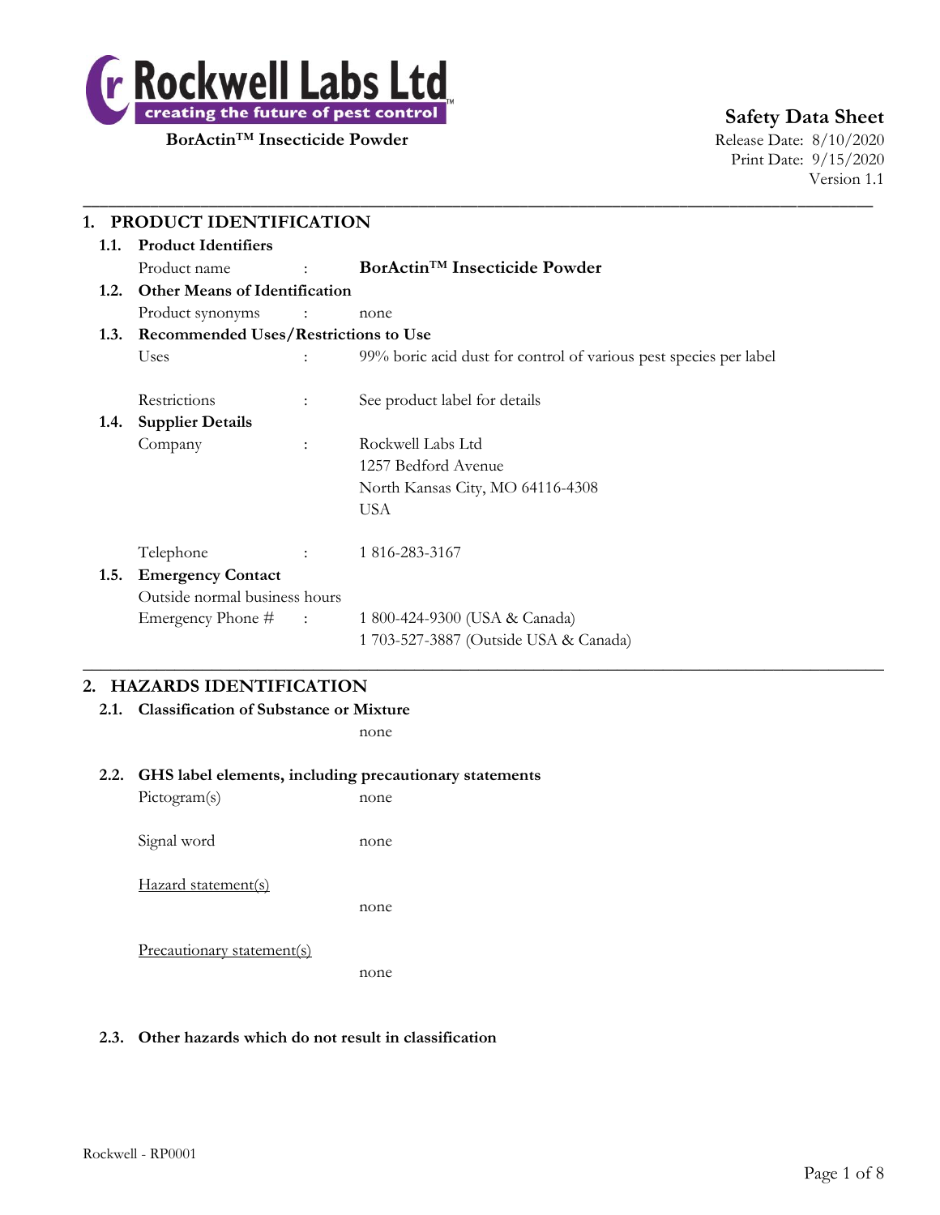# Rockwell Labs Ltd

creating the future of pest control™

**BorActin™ Insecticide Powder**

## Safety Data Sheet

Release Date: 8/10/2020
Print Date: 9/15/2020
Version 1.1

---

## 1. PRODUCT IDENTIFICATION

### 1.1. Product Identifiers

Product name : **BorActin™ Insecticide Powder**

### 1.2. Other Means of Identification

Product synonyms : none

### 1.3. Recommended Uses/Restrictions to Use

Uses : 99% boric acid dust for control of various pest species per label

Restrictions : See product label for details

### 1.4. Supplier Details

Company : Rockwell Labs Ltd
1257 Bedford Avenue
North Kansas City, MO 64116-4308
USA

Telephone : 1 816-283-3167

### 1.5. Emergency Contact

Outside normal business hours

Emergency Phone # : 1 800-424-9300 (USA & Canada)
1 703-527-3887 (Outside USA & Canada)

---

## 2. HAZARDS IDENTIFICATION

### 2.1. Classification of Substance or Mixture

none

### 2.2. GHS label elements, including precautionary statements

Pictogram(s) none

Signal word none

Hazard statement(s)

none

Precautionary statement(s)

none

### 2.3. Other hazards which do not result in classification

Rockwell - RP0001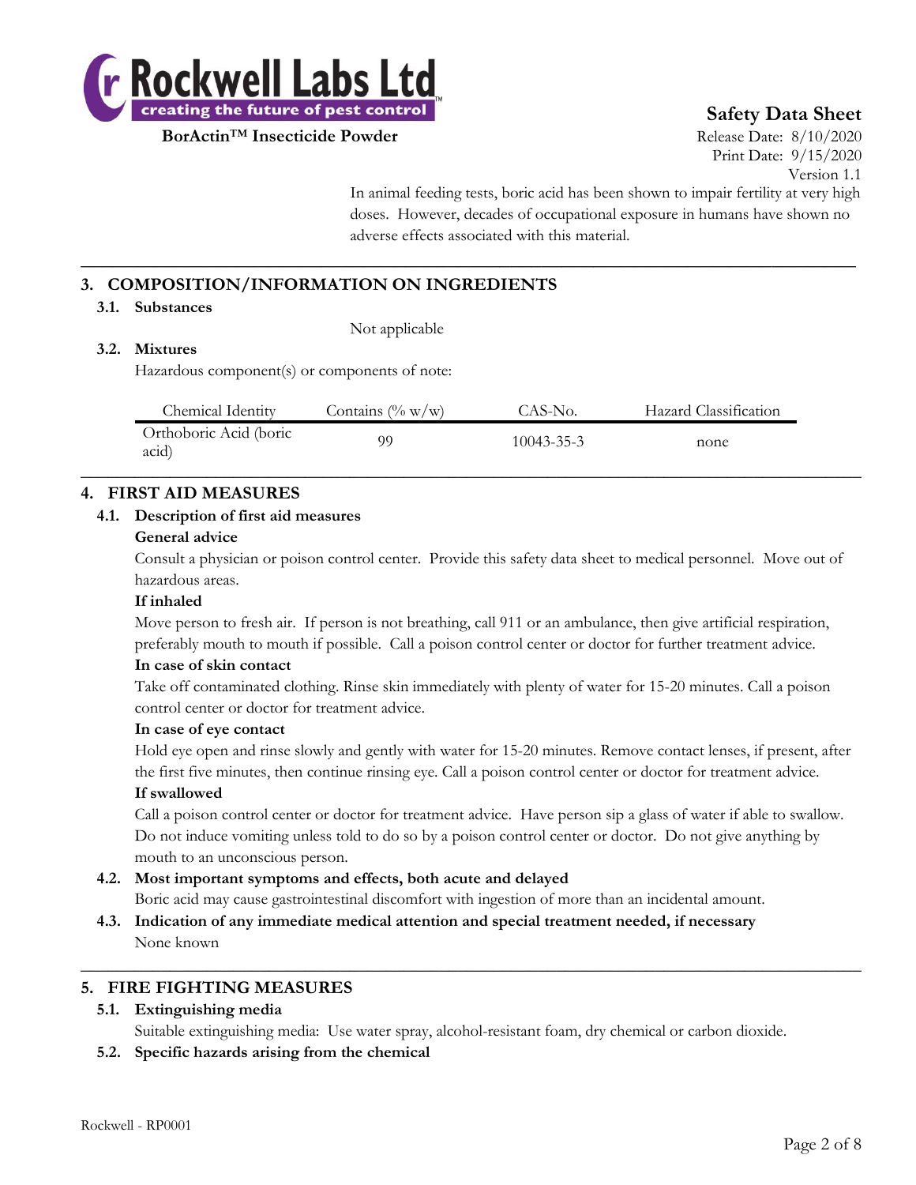In animal feeding tests, boric acid has been shown to impair fertility at very high doses. However, decades of occupational exposure in humans have shown no adverse effects associated with this material.

## 3. COMPOSITION/INFORMATION ON INGREDIENTS

### 3.1. Substances

Not applicable

### 3.2. Mixtures

Hazardous component(s) or components of note:

| Chemical Identity | Contains (% w/w) | CAS-No. | Hazard Classification |
|---|---|---|---|
| Orthoboric Acid (boric acid) | 99 | 10043-35-3 | none |

## 4. FIRST AID MEASURES

### 4.1. Description of first aid measures

**General advice**

Consult a physician or poison control center. Provide this safety data sheet to medical personnel. Move out of hazardous areas.

**If inhaled**

Move person to fresh air. If person is not breathing, call 911 or an ambulance, then give artificial respiration, preferably mouth to mouth if possible. Call a poison control center or doctor for further treatment advice.

**In case of skin contact**

Take off contaminated clothing. Rinse skin immediately with plenty of water for 15-20 minutes. Call a poison control center or doctor for treatment advice.

**In case of eye contact**

Hold eye open and rinse slowly and gently with water for 15-20 minutes. Remove contact lenses, if present, after the first five minutes, then continue rinsing eye. Call a poison control center or doctor for treatment advice.

**If swallowed**

Call a poison control center or doctor for treatment advice. Have person sip a glass of water if able to swallow. Do not induce vomiting unless told to do so by a poison control center or doctor. Do not give anything by mouth to an unconscious person.

### 4.2. Most important symptoms and effects, both acute and delayed

Boric acid may cause gastrointestinal discomfort with ingestion of more than an incidental amount.

### 4.3. Indication of any immediate medical attention and special treatment needed, if necessary

None known

## 5. FIRE FIGHTING MEASURES

### 5.1. Extinguishing media

Suitable extinguishing media: Use water spray, alcohol-resistant foam, dry chemical or carbon dioxide.

### 5.2. Specific hazards arising from the chemical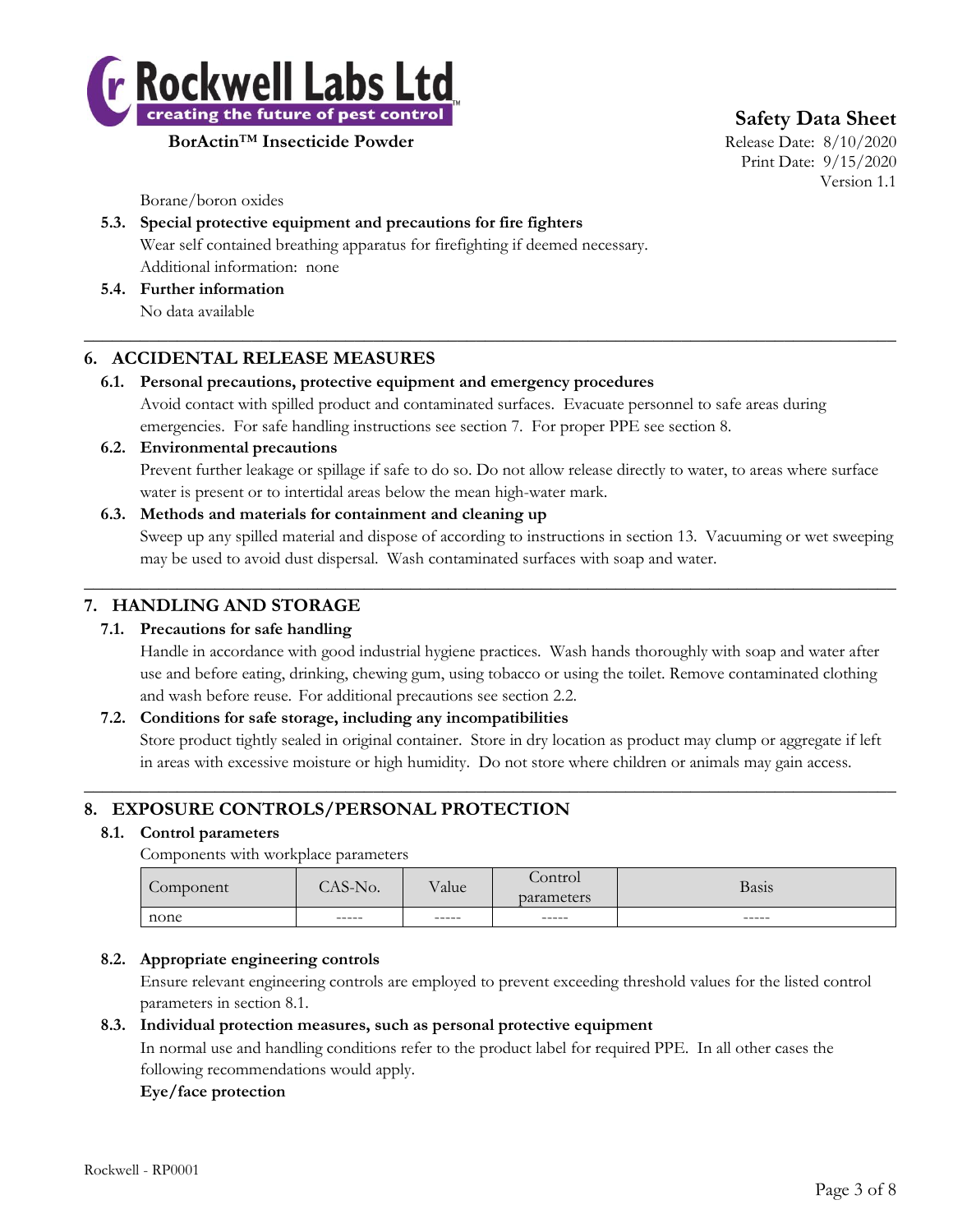Borane/boron oxides

**5.3. Special protective equipment and precautions for fire fighters**

Wear self contained breathing apparatus for firefighting if deemed necessary.
Additional information: none

**5.4. Further information**

No data available

## 6. ACCIDENTAL RELEASE MEASURES

**6.1. Personal precautions, protective equipment and emergency procedures**

Avoid contact with spilled product and contaminated surfaces. Evacuate personnel to safe areas during emergencies. For safe handling instructions see section 7. For proper PPE see section 8.

**6.2. Environmental precautions**

Prevent further leakage or spillage if safe to do so. Do not allow release directly to water, to areas where surface water is present or to intertidal areas below the mean high-water mark.

**6.3. Methods and materials for containment and cleaning up**

Sweep up any spilled material and dispose of according to instructions in section 13. Vacuuming or wet sweeping may be used to avoid dust dispersal. Wash contaminated surfaces with soap and water.

## 7. HANDLING AND STORAGE

**7.1. Precautions for safe handling**

Handle in accordance with good industrial hygiene practices. Wash hands thoroughly with soap and water after use and before eating, drinking, chewing gum, using tobacco or using the toilet. Remove contaminated clothing and wash before reuse. For additional precautions see section 2.2.

**7.2. Conditions for safe storage, including any incompatibilities**

Store product tightly sealed in original container. Store in dry location as product may clump or aggregate if left in areas with excessive moisture or high humidity. Do not store where children or animals may gain access.

## 8. EXPOSURE CONTROLS/PERSONAL PROTECTION

**8.1. Control parameters**

Components with workplace parameters

| Component | CAS-No. | Value | Control parameters | Basis |
|---|---|---|---|---|
| none | ----- | ----- | ----- | ----- |

**8.2. Appropriate engineering controls**

Ensure relevant engineering controls are employed to prevent exceeding threshold values for the listed control parameters in section 8.1.

**8.3. Individual protection measures, such as personal protective equipment**

In normal use and handling conditions refer to the product label for required PPE. In all other cases the following recommendations would apply.

**Eye/face protection**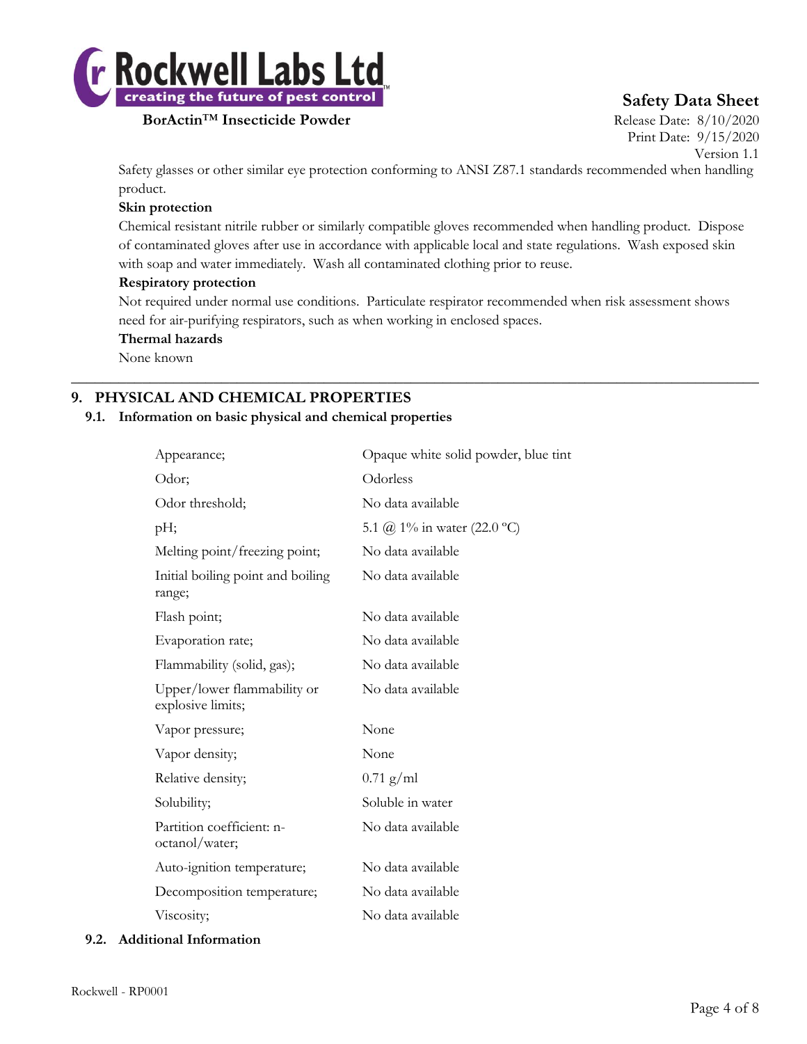Safety glasses or other similar eye protection conforming to ANSI Z87.1 standards recommended when handling product.

**Skin protection**

Chemical resistant nitrile rubber or similarly compatible gloves recommended when handling product. Dispose of contaminated gloves after use in accordance with applicable local and state regulations. Wash exposed skin with soap and water immediately. Wash all contaminated clothing prior to reuse.

**Respiratory protection**

Not required under normal use conditions. Particulate respirator recommended when risk assessment shows need for air-purifying respirators, such as when working in enclosed spaces.

**Thermal hazards**

None known

## 9. PHYSICAL AND CHEMICAL PROPERTIES

### 9.1. Information on basic physical and chemical properties

| Property | Value |
|---|---|
| Appearance; | Opaque white solid powder, blue tint |
| Odor; | Odorless |
| Odor threshold; | No data available |
| pH; | 5.1 @ 1% in water (22.0 ºC) |
| Melting point/freezing point; | No data available |
| Initial boiling point and boiling range; | No data available |
| Flash point; | No data available |
| Evaporation rate; | No data available |
| Flammability (solid, gas); | No data available |
| Upper/lower flammability or explosive limits; | No data available |
| Vapor pressure; | None |
| Vapor density; | None |
| Relative density; | 0.71 g/ml |
| Solubility; | Soluble in water |
| Partition coefficient: n-octanol/water; | No data available |
| Auto-ignition temperature; | No data available |
| Decomposition temperature; | No data available |
| Viscosity; | No data available |

### 9.2. Additional Information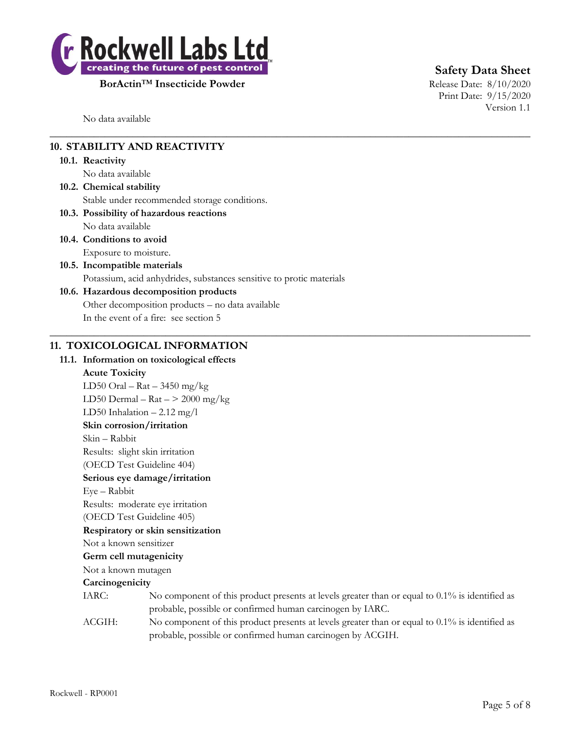No data available

## 10. STABILITY AND REACTIVITY

### 10.1. Reactivity

No data available

### 10.2. Chemical stability

Stable under recommended storage conditions.

### 10.3. Possibility of hazardous reactions

No data available

### 10.4. Conditions to avoid

Exposure to moisture.

### 10.5. Incompatible materials

Potassium, acid anhydrides, substances sensitive to protic materials

### 10.6. Hazardous decomposition products

Other decomposition products – no data available

In the event of a fire: see section 5

## 11. TOXICOLOGICAL INFORMATION

### 11.1. Information on toxicological effects

**Acute Toxicity**

LD50 Oral – Rat – 3450 mg/kg

LD50 Dermal – Rat – > 2000 mg/kg

LD50 Inhalation – 2.12 mg/l

**Skin corrosion/irritation**

Skin – Rabbit

Results: slight skin irritation

(OECD Test Guideline 404)

**Serious eye damage/irritation**

Eye – Rabbit

Results: moderate eye irritation

(OECD Test Guideline 405)

**Respiratory or skin sensitization**

Not a known sensitizer

**Germ cell mutagenicity**

Not a known mutagen

**Carcinogenicity**

IARC: No component of this product presents at levels greater than or equal to 0.1% is identified as probable, possible or confirmed human carcinogen by IARC.

ACGIH: No component of this product presents at levels greater than or equal to 0.1% is identified as probable, possible or confirmed human carcinogen by ACGIH.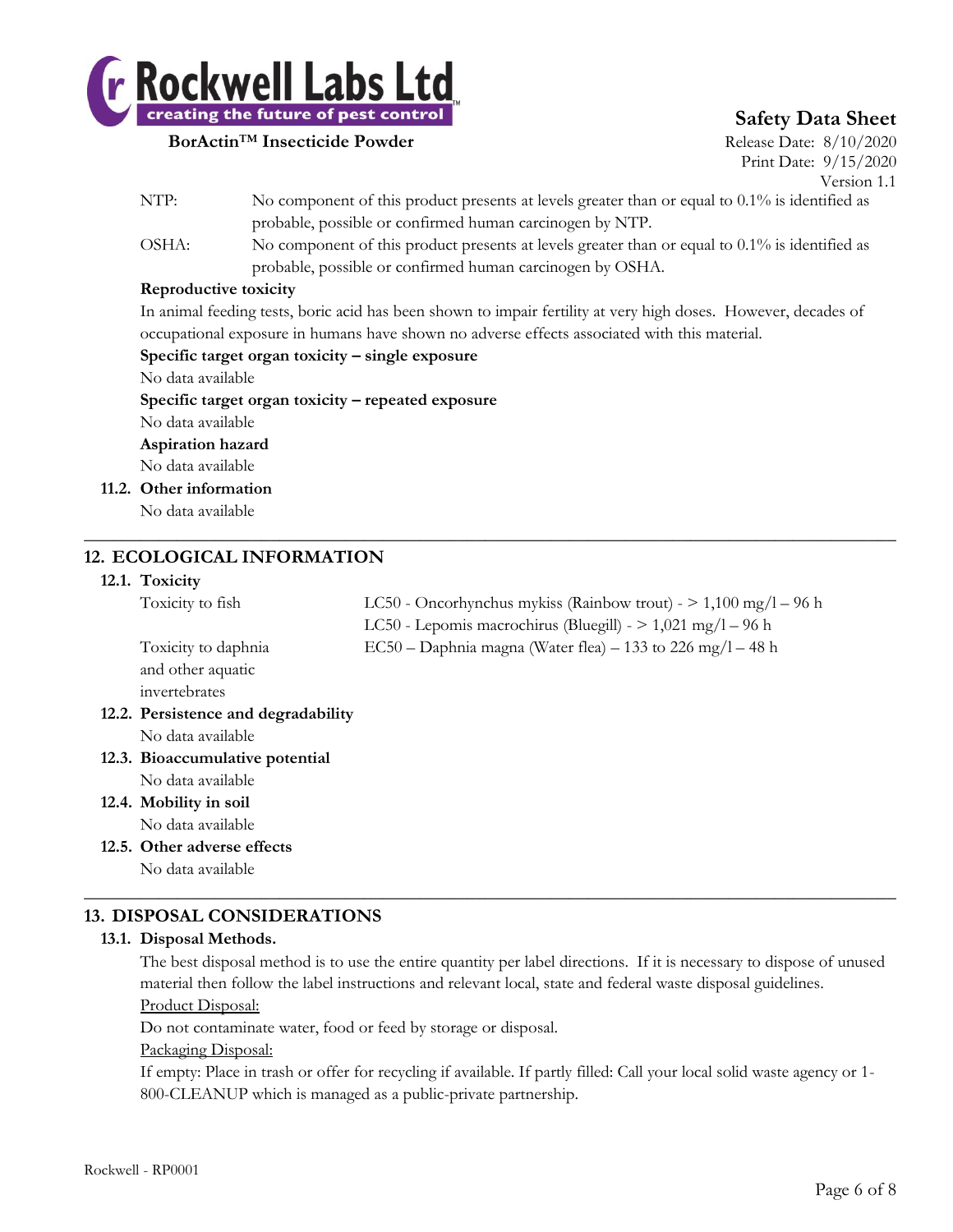NTP: No component of this product presents at levels greater than or equal to 0.1% is identified as probable, possible or confirmed human carcinogen by NTP.

OSHA: No component of this product presents at levels greater than or equal to 0.1% is identified as probable, possible or confirmed human carcinogen by OSHA.

**Reproductive toxicity**

In animal feeding tests, boric acid has been shown to impair fertility at very high doses. However, decades of occupational exposure in humans have shown no adverse effects associated with this material.

**Specific target organ toxicity – single exposure**

No data available

**Specific target organ toxicity – repeated exposure**

No data available

**Aspiration hazard**

No data available

**11.2. Other information**

No data available

## 12. ECOLOGICAL INFORMATION

### 12.1. Toxicity

| | |
|---|---|
| Toxicity to fish | LC50 - Oncorhynchus mykiss (Rainbow trout) - > 1,100 mg/l – 96 h |
| | LC50 - Lepomis macrochirus (Bluegill) - > 1,021 mg/l – 96 h |
| Toxicity to daphnia and other aquatic invertebrates | EC50 – Daphnia magna (Water flea) – 133 to 226 mg/l – 48 h |

### 12.2. Persistence and degradability

No data available

### 12.3. Bioaccumulative potential

No data available

### 12.4. Mobility in soil

No data available

### 12.5. Other adverse effects

No data available

## 13. DISPOSAL CONSIDERATIONS

### 13.1. Disposal Methods.

The best disposal method is to use the entire quantity per label directions. If it is necessary to dispose of unused material then follow the label instructions and relevant local, state and federal waste disposal guidelines.

Product Disposal:

Do not contaminate water, food or feed by storage or disposal.

Packaging Disposal:

If empty: Place in trash or offer for recycling if available. If partly filled: Call your local solid waste agency or 1-800-CLEANUP which is managed as a public-private partnership.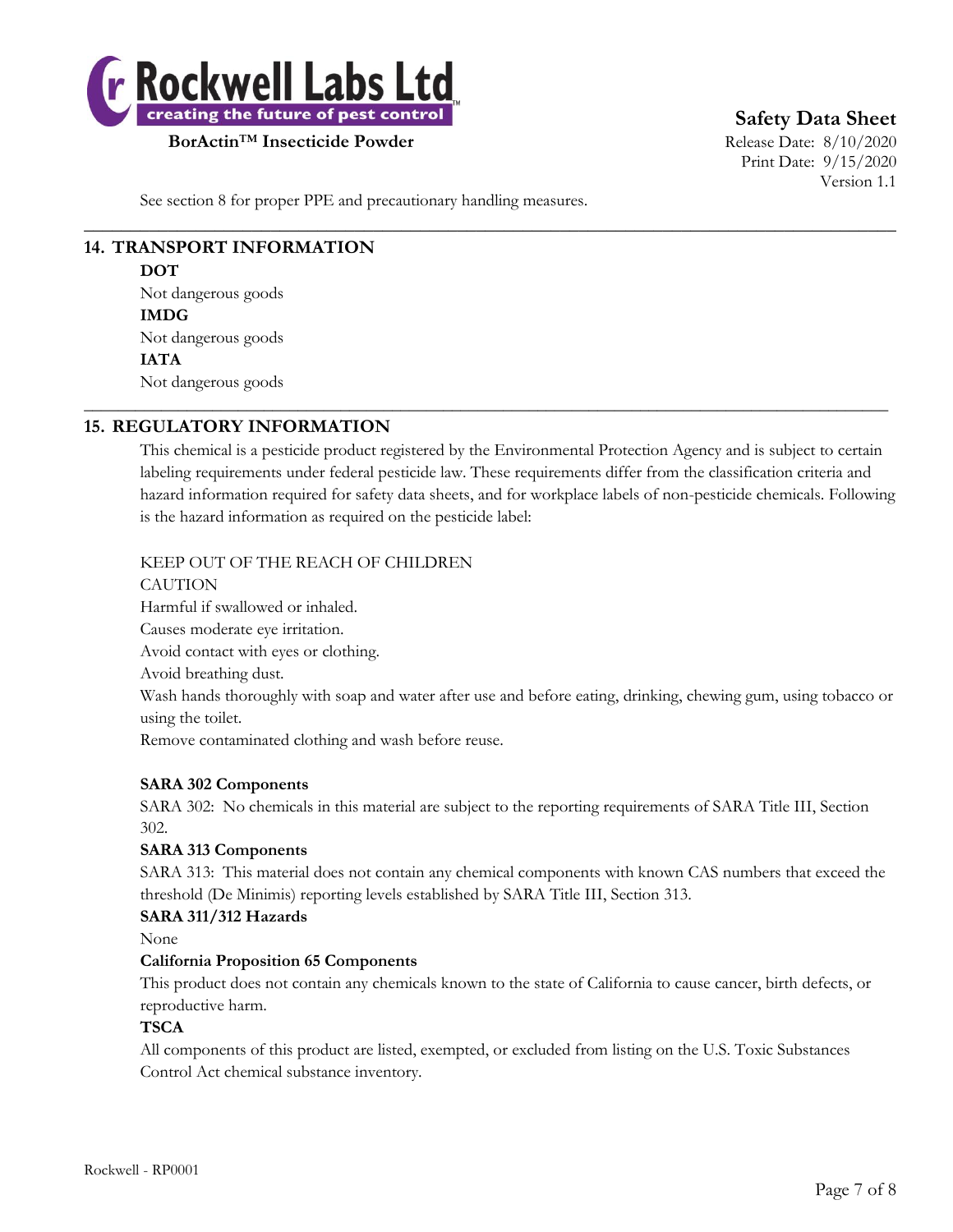See section 8 for proper PPE and precautionary handling measures.

## 14. TRANSPORT INFORMATION

**DOT**

Not dangerous goods

**IMDG**

Not dangerous goods

**IATA**

Not dangerous goods

## 15. REGULATORY INFORMATION

This chemical is a pesticide product registered by the Environmental Protection Agency and is subject to certain labeling requirements under federal pesticide law. These requirements differ from the classification criteria and hazard information required for safety data sheets, and for workplace labels of non-pesticide chemicals. Following is the hazard information as required on the pesticide label:

KEEP OUT OF THE REACH OF CHILDREN
CAUTION
Harmful if swallowed or inhaled.
Causes moderate eye irritation.
Avoid contact with eyes or clothing.
Avoid breathing dust.
Wash hands thoroughly with soap and water after use and before eating, drinking, chewing gum, using tobacco or using the toilet.
Remove contaminated clothing and wash before reuse.

**SARA 302 Components**

SARA 302: No chemicals in this material are subject to the reporting requirements of SARA Title III, Section 302.

**SARA 313 Components**

SARA 313: This material does not contain any chemical components with known CAS numbers that exceed the threshold (De Minimis) reporting levels established by SARA Title III, Section 313.

**SARA 311/312 Hazards**

None

**California Proposition 65 Components**

This product does not contain any chemicals known to the state of California to cause cancer, birth defects, or reproductive harm.

**TSCA**

All components of this product are listed, exempted, or excluded from listing on the U.S. Toxic Substances Control Act chemical substance inventory.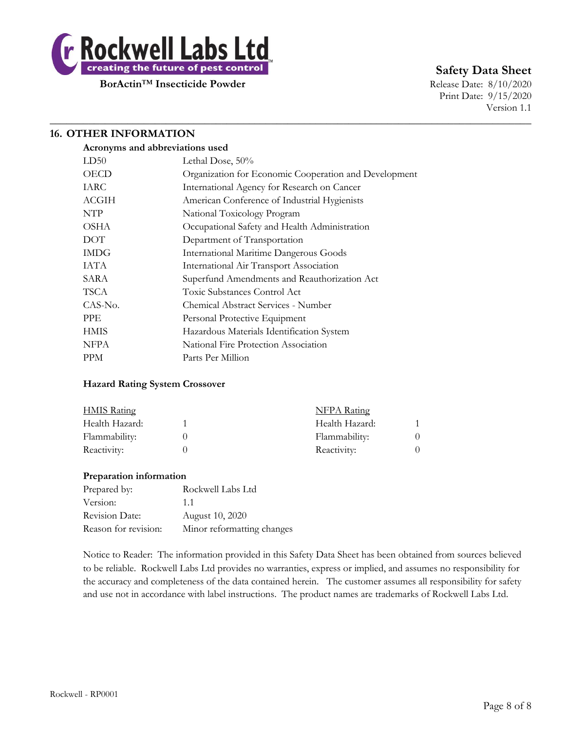## 16. OTHER INFORMATION

**Acronyms and abbreviations used**

| | |
|---|---|
| LD50 | Lethal Dose, 50% |
| OECD | Organization for Economic Cooperation and Development |
| IARC | International Agency for Research on Cancer |
| ACGIH | American Conference of Industrial Hygienists |
| NTP | National Toxicology Program |
| OSHA | Occupational Safety and Health Administration |
| DOT | Department of Transportation |
| IMDG | International Maritime Dangerous Goods |
| IATA | International Air Transport Association |
| SARA | Superfund Amendments and Reauthorization Act |
| TSCA | Toxic Substances Control Act |
| CAS-No. | Chemical Abstract Services - Number |
| PPE | Personal Protective Equipment |
| HMIS | Hazardous Materials Identification System |
| NFPA | National Fire Protection Association |
| PPM | Parts Per Million |

**Hazard Rating System Crossover**

| HMIS Rating | | NFPA Rating | |
|---|---|---|---|
| Health Hazard: | 1 | Health Hazard: | 1 |
| Flammability: | 0 | Flammability: | 0 |
| Reactivity: | 0 | Reactivity: | 0 |

**Preparation information**

| | |
|---|---|
| Prepared by: | Rockwell Labs Ltd |
| Version: | 1.1 |
| Revision Date: | August 10, 2020 |
| Reason for revision: | Minor reformatting changes |

Notice to Reader: The information provided in this Safety Data Sheet has been obtained from sources believed to be reliable. Rockwell Labs Ltd provides no warranties, express or implied, and assumes no responsibility for the accuracy and completeness of the data contained herein. The customer assumes all responsibility for safety and use not in accordance with label instructions. The product names are trademarks of Rockwell Labs Ltd.